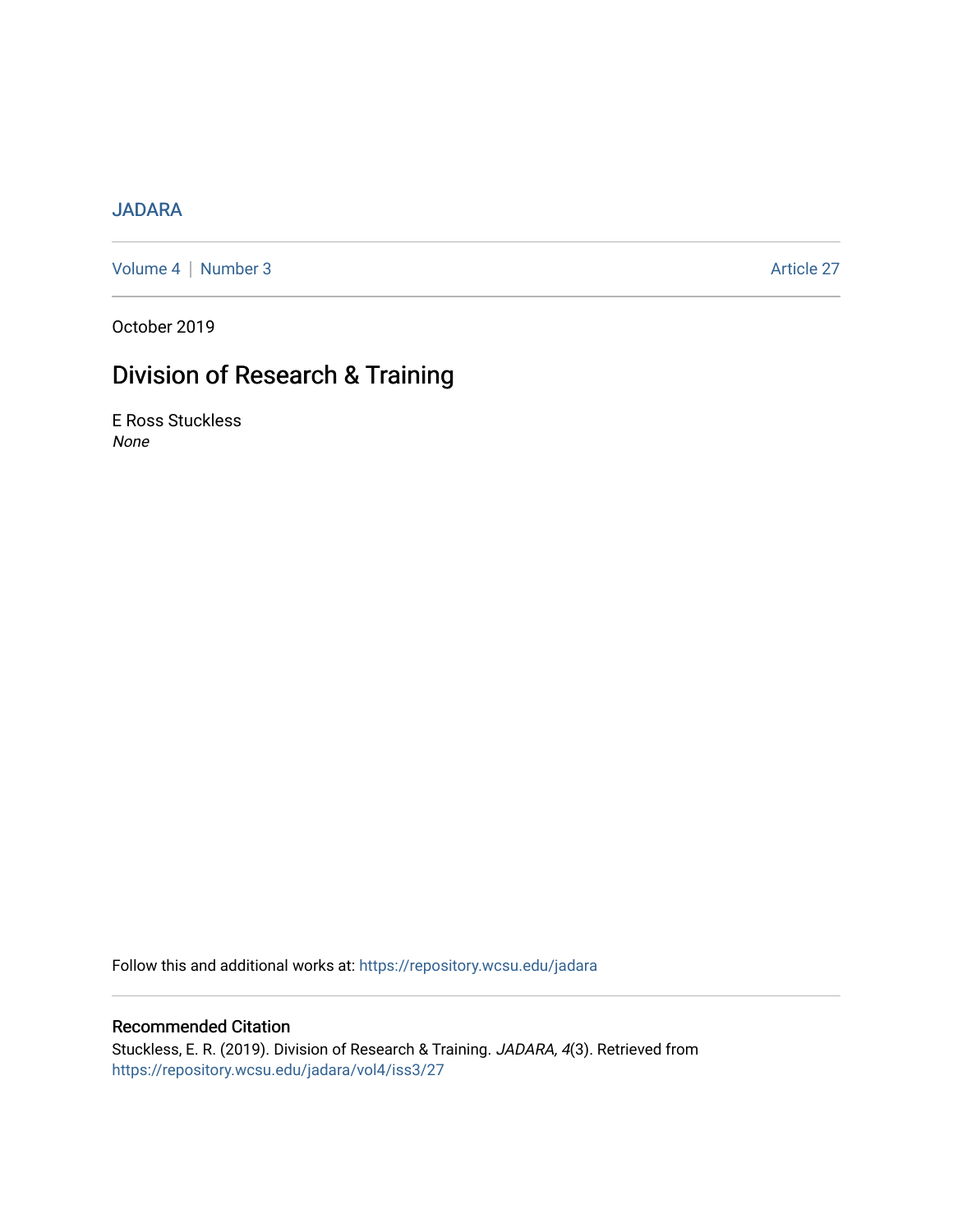JADARA

Volume 4 | Number 3 Article 27

October 2019

# Division of Research & Training

E Ross Stuckless
*None*

Follow this and additional works at: https://repository.wcsu.edu/jadara

## Recommended Citation

Stuckless, E. R. (2019). Division of Research & Training. *JADARA, 4*(3). Retrieved from https://repository.wcsu.edu/jadara/vol4/iss3/27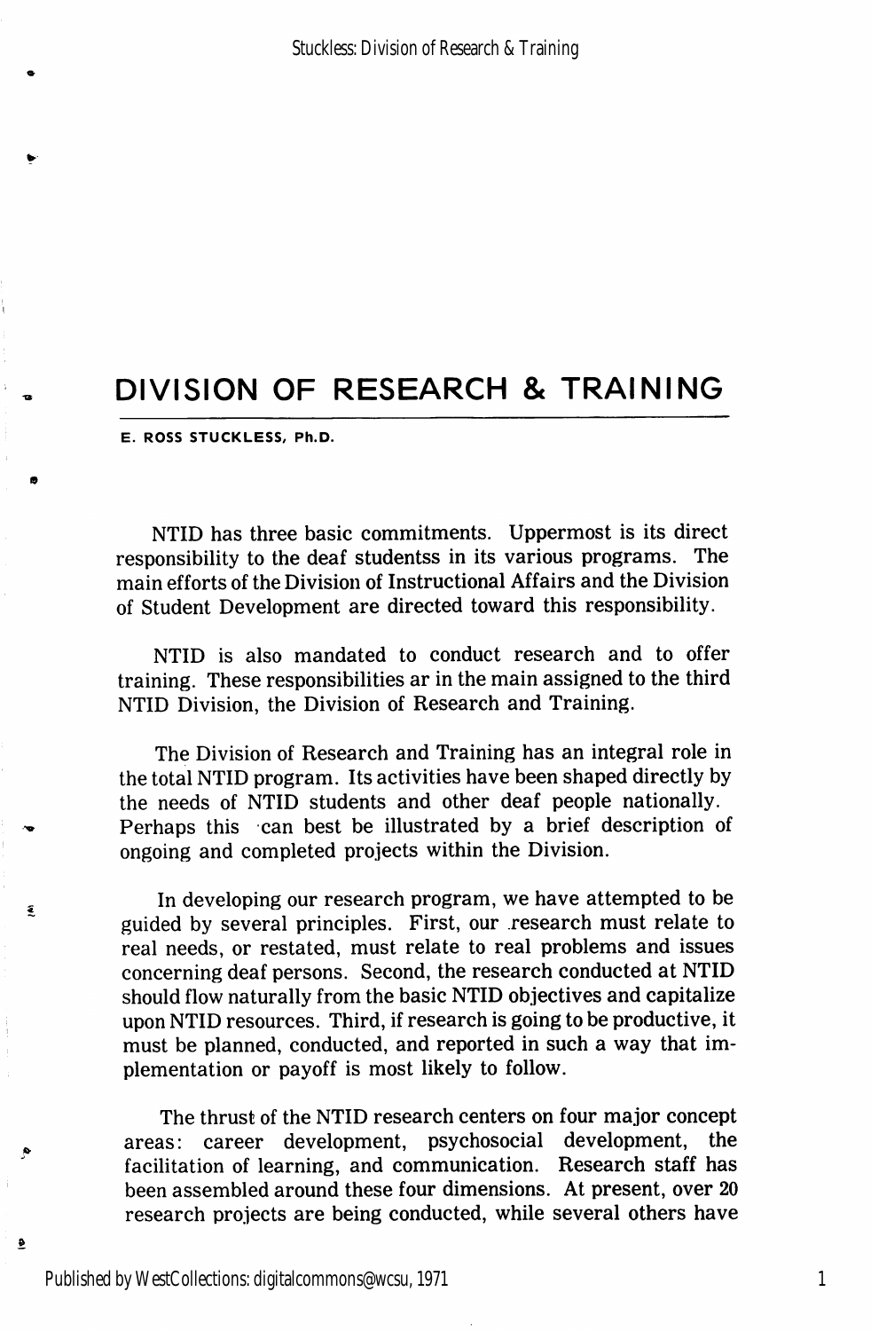# DIVISION OF RESEARCH & TRAINING

**E. ROSS STUCKLESS, Ph.D.**

NTID has three basic commitments. Uppermost is its direct responsibility to the deaf studentss in its various programs. The main efforts of the Division of Instructional Affairs and the Division of Student Development are directed toward this responsibility.

NTID is also mandated to conduct research and to offer training. These responsibilities ar in the main assigned to the third NTID Division, the Division of Research and Training.

The Division of Research and Training has an integral role in the total NTID program. Its activities have been shaped directly by the needs of NTID students and other deaf people nationally. Perhaps this can best be illustrated by a brief description of ongoing and completed projects within the Division.

In developing our research program, we have attempted to be guided by several principles. First, our research must relate to real needs, or restated, must relate to real problems and issues concerning deaf persons. Second, the research conducted at NTID should flow naturally from the basic NTID objectives and capitalize upon NTID resources. Third, if research is going to be productive, it must be planned, conducted, and reported in such a way that implementation or payoff is most likely to follow.

The thrust of the NTID research centers on four major concept areas: career development, psychosocial development, the facilitation of learning, and communication. Research staff has been assembled around these four dimensions. At present, over 20 research projects are being conducted, while several others have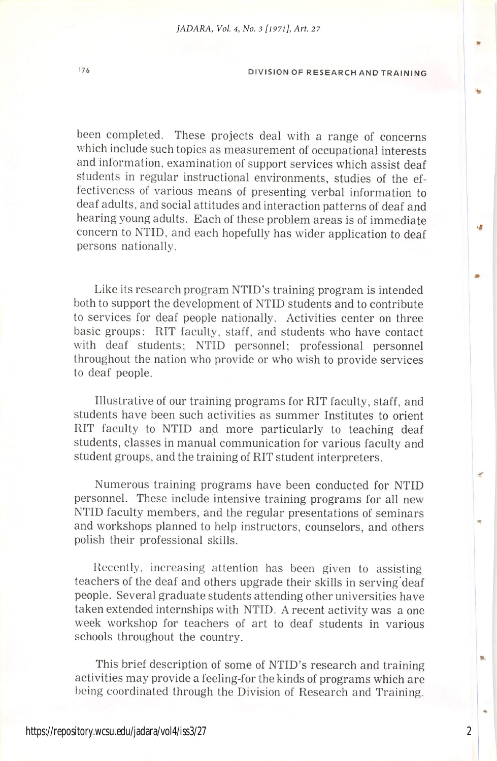been completed. These projects deal with a range of concerns which include such topics as measurement of occupational interests and information, examination of support services which assist deaf students in regular instructional environments, studies of the effectiveness of various means of presenting verbal information to deaf adults, and social attitudes and interaction patterns of deaf and hearing young adults. Each of these problem areas is of immediate concern to NTID, and each hopefully has wider application to deaf persons nationally.

Like its research program NTID's training program is intended both to support the development of NTID students and to contribute to services for deaf people nationally. Activities center on three basic groups: RIT faculty, staff, and students who have contact with deaf students; NTID personnel; professional personnel throughout the nation who provide or who wish to provide services to deaf people.

Illustrative of our training programs for RIT faculty, staff, and students have been such activities as summer Institutes to orient RIT faculty to NTID and more particularly to teaching deaf students, classes in manual communication for various faculty and student groups, and the training of RIT student interpreters.

Numerous training programs have been conducted for NTID personnel. These include intensive training programs for all new NTID faculty members, and the regular presentations of seminars and workshops planned to help instructors, counselors, and others polish their professional skills.

Recently, increasing attention has been given to assisting teachers of the deaf and others upgrade their skills in serving deaf people. Several graduate students attending other universities have taken extended internships with NTID. A recent activity was a one week workshop for teachers of art to deaf students in various schools throughout the country.

This brief description of some of NTID's research and training activities may provide a feeling-for the kinds of programs which are being coordinated through the Division of Research and Training.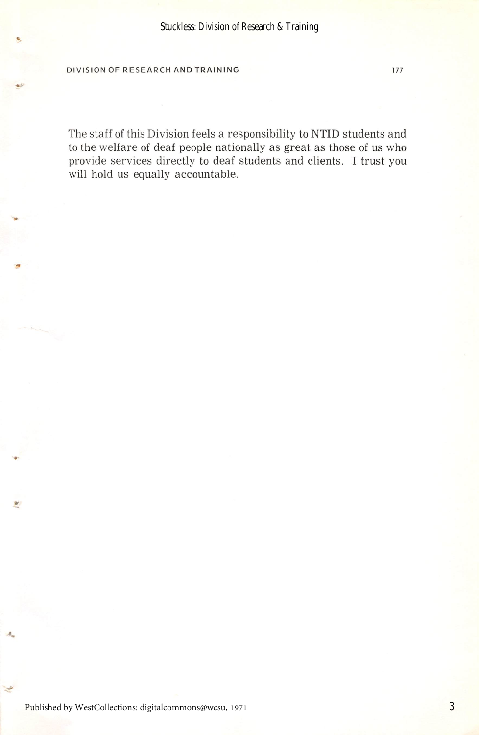The staff of this Division feels a responsibility to NTID students and to the welfare of deaf people nationally as great as those of us who provide services directly to deaf students and clients. I trust you will hold us equally accountable.